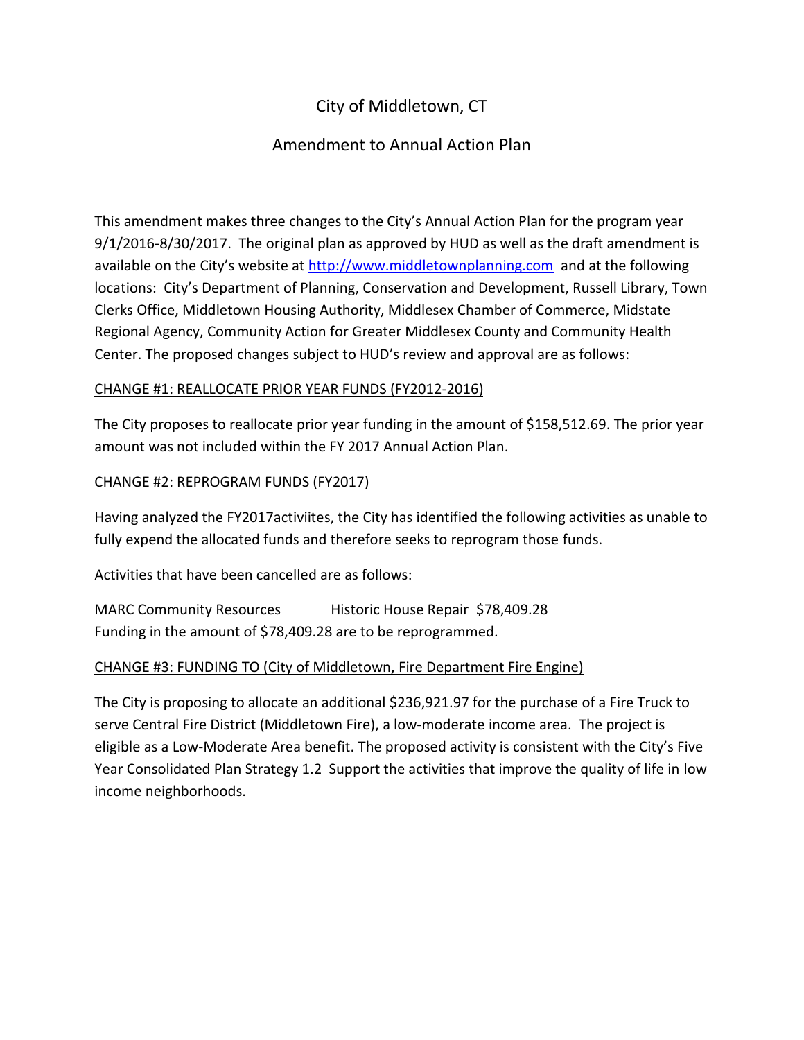# City of Middletown, CT

## Amendment to Annual Action Plan

This amendment makes three changes to the City's Annual Action Plan for the program year 9/1/2016-8/30/2017. The original plan as approved by HUD as well as the draft amendment is available on the City's website at http://www.middletownplanning.com and at the following locations: City's Department of Planning, Conservation and Development, Russell Library, Town Clerks Office, Middletown Housing Authority, Middlesex Chamber of Commerce, Midstate Regional Agency, Community Action for Greater Middlesex County and Community Health Center. The proposed changes subject to HUD's review and approval are as follows:

<u>CHANGE #1: REALLOCATE PRIOR YEAR FUNDS (FY2012-2016)</u>

The City proposes to reallocate prior year funding in the amount of $158,512.69. The prior year amount was not included within the FY 2017 Annual Action Plan.

<u>CHANGE #2: REPROGRAM FUNDS (FY2017)</u>

Having analyzed the FY2017activiites, the City has identified the following activities as unable to fully expend the allocated funds and therefore seeks to reprogram those funds.

Activities that have been cancelled are as follows:

MARC Community Resources Historic House Repair $78,409.28
Funding in the amount of $78,409.28 are to be reprogrammed.

<u>CHANGE #3: FUNDING TO (City of Middletown, Fire Department Fire Engine)</u>

The City is proposing to allocate an additional $236,921.97 for the purchase of a Fire Truck to serve Central Fire District (Middletown Fire), a low-moderate income area. The project is eligible as a Low-Moderate Area benefit. The proposed activity is consistent with the City's Five Year Consolidated Plan Strategy 1.2 Support the activities that improve the quality of life in low income neighborhoods.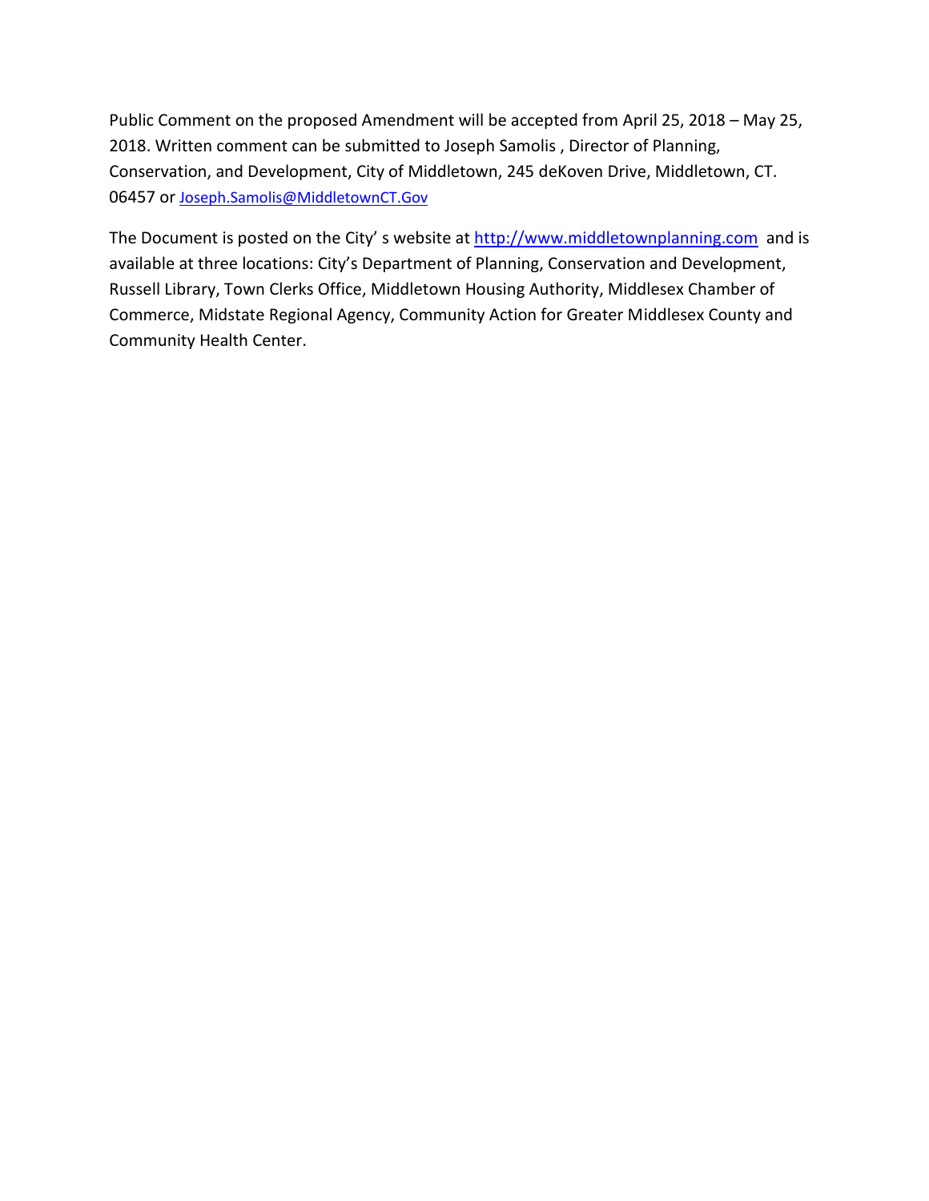Public Comment on the proposed Amendment will be accepted from April 25, 2018 – May 25, 2018. Written comment can be submitted to Joseph Samolis , Director of Planning, Conservation, and Development, City of Middletown, 245 deKoven Drive, Middletown, CT. 06457 or Joseph.Samolis@MiddletownCT.Gov

The Document is posted on the City' s website at http://www.middletownplanning.com and is available at three locations: City's Department of Planning, Conservation and Development, Russell Library, Town Clerks Office, Middletown Housing Authority, Middlesex Chamber of Commerce, Midstate Regional Agency, Community Action for Greater Middlesex County and Community Health Center.